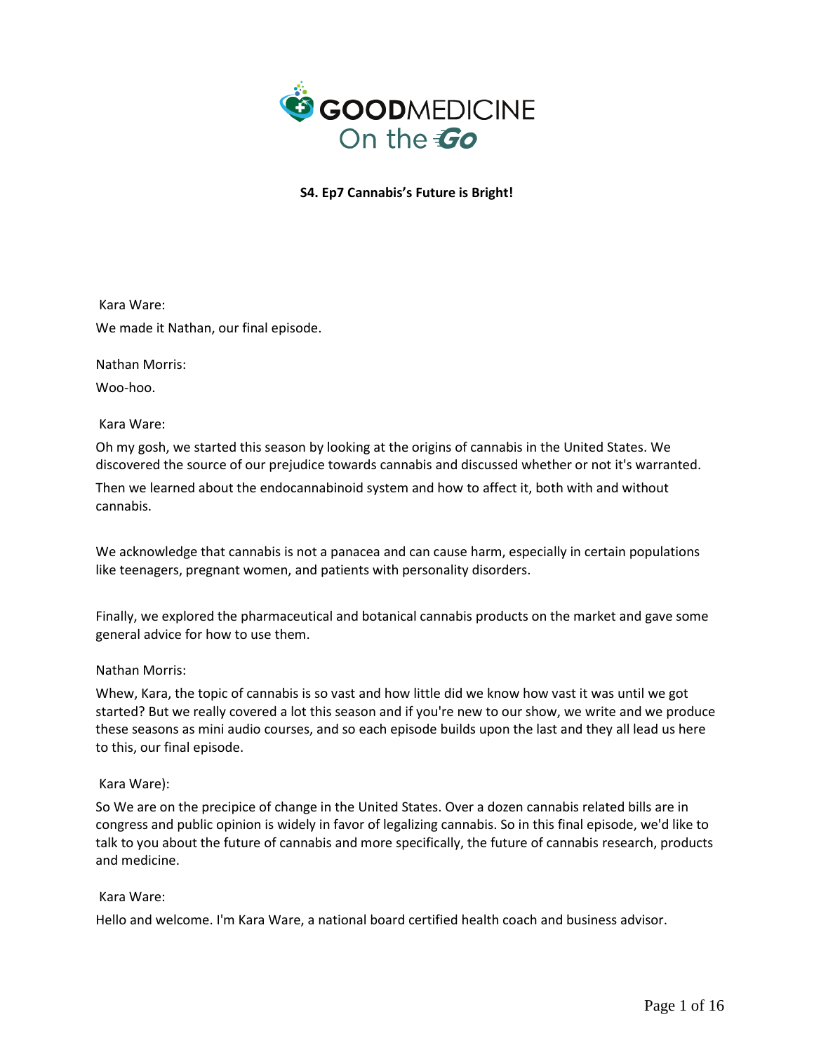**GOODMEDICINE On the Go**

**S4. Ep7 Cannabis's Future is Bright!**

Kara Ware:

We made it Nathan, our final episode.

Nathan Morris:

Woo-hoo.

Kara Ware:

Oh my gosh, we started this season by looking at the origins of cannabis in the United States. We discovered the source of our prejudice towards cannabis and discussed whether or not it's warranted.

Then we learned about the endocannabinoid system and how to affect it, both with and without cannabis.

We acknowledge that cannabis is not a panacea and can cause harm, especially in certain populations like teenagers, pregnant women, and patients with personality disorders.

Finally, we explored the pharmaceutical and botanical cannabis products on the market and gave some general advice for how to use them.

Nathan Morris:

Whew, Kara, the topic of cannabis is so vast and how little did we know how vast it was until we got started? But we really covered a lot this season and if you're new to our show, we write and we produce these seasons as mini audio courses, and so each episode builds upon the last and they all lead us here to this, our final episode.

Kara Ware):

So We are on the precipice of change in the United States. Over a dozen cannabis related bills are in congress and public opinion is widely in favor of legalizing cannabis. So in this final episode, we'd like to talk to you about the future of cannabis and more specifically, the future of cannabis research, products and medicine.

Kara Ware:

Hello and welcome. I'm Kara Ware, a national board certified health coach and business advisor.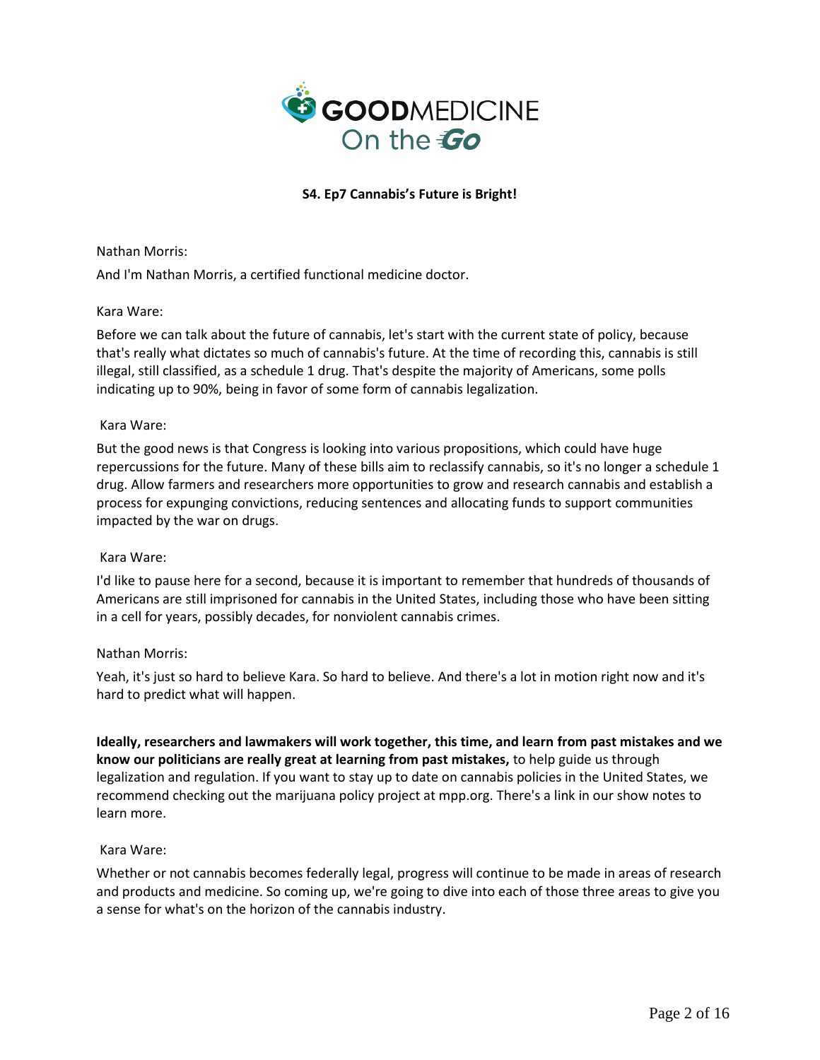**S4. Ep7 Cannabis's Future is Bright!**

Nathan Morris:

And I'm Nathan Morris, a certified functional medicine doctor.

Kara Ware:

Before we can talk about the future of cannabis, let's start with the current state of policy, because that's really what dictates so much of cannabis's future. At the time of recording this, cannabis is still illegal, still classified, as a schedule 1 drug. That's despite the majority of Americans, some polls indicating up to 90%, being in favor of some form of cannabis legalization.

Kara Ware:

But the good news is that Congress is looking into various propositions, which could have huge repercussions for the future. Many of these bills aim to reclassify cannabis, so it's no longer a schedule 1 drug. Allow farmers and researchers more opportunities to grow and research cannabis and establish a process for expunging convictions, reducing sentences and allocating funds to support communities impacted by the war on drugs.

Kara Ware:

I'd like to pause here for a second, because it is important to remember that hundreds of thousands of Americans are still imprisoned for cannabis in the United States, including those who have been sitting in a cell for years, possibly decades, for nonviolent cannabis crimes.

Nathan Morris:

Yeah, it's just so hard to believe Kara. So hard to believe. And there's a lot in motion right now and it's hard to predict what will happen.

**Ideally, researchers and lawmakers will work together, this time, and learn from past mistakes and we know our politicians are really great at learning from past mistakes,** to help guide us through legalization and regulation. If you want to stay up to date on cannabis policies in the United States, we recommend checking out the marijuana policy project at mpp.org. There's a link in our show notes to learn more.

Kara Ware:

Whether or not cannabis becomes federally legal, progress will continue to be made in areas of research and products and medicine. So coming up, we're going to dive into each of those three areas to give you a sense for what's on the horizon of the cannabis industry.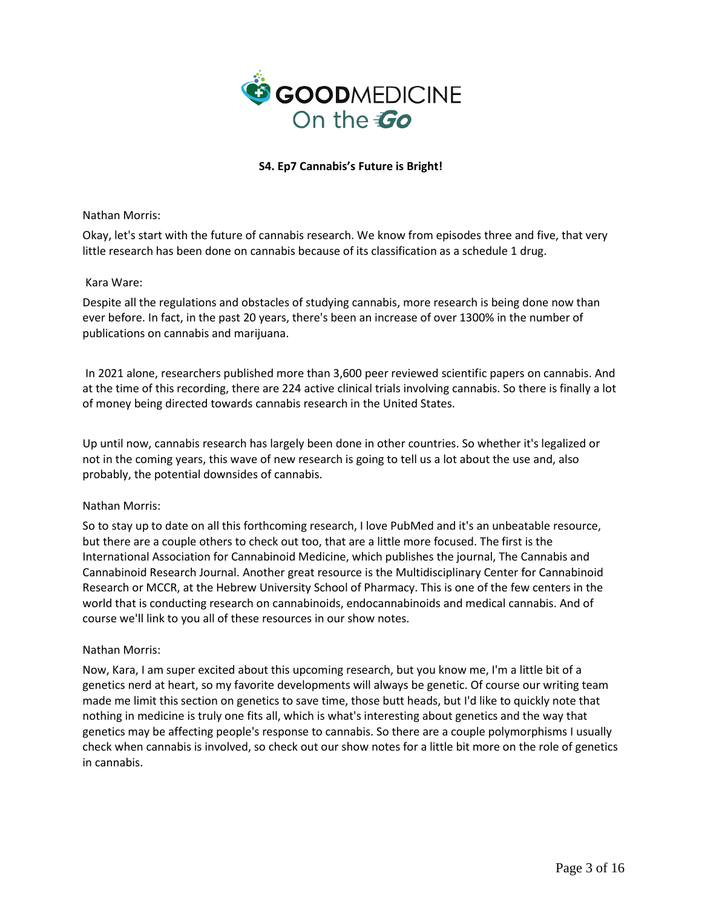**S4. Ep7 Cannabis's Future is Bright!**

Nathan Morris:

Okay, let's start with the future of cannabis research. We know from episodes three and five, that very little research has been done on cannabis because of its classification as a schedule 1 drug.

Kara Ware:

Despite all the regulations and obstacles of studying cannabis, more research is being done now than ever before. In fact, in the past 20 years, there's been an increase of over 1300% in the number of publications on cannabis and marijuana.

In 2021 alone, researchers published more than 3,600 peer reviewed scientific papers on cannabis. And at the time of this recording, there are 224 active clinical trials involving cannabis. So there is finally a lot of money being directed towards cannabis research in the United States.

Up until now, cannabis research has largely been done in other countries. So whether it's legalized or not in the coming years, this wave of new research is going to tell us a lot about the use and, also probably, the potential downsides of cannabis.

Nathan Morris:

So to stay up to date on all this forthcoming research, I love PubMed and it's an unbeatable resource, but there are a couple others to check out too, that are a little more focused. The first is the International Association for Cannabinoid Medicine, which publishes the journal, The Cannabis and Cannabinoid Research Journal. Another great resource is the Multidisciplinary Center for Cannabinoid Research or MCCR, at the Hebrew University School of Pharmacy. This is one of the few centers in the world that is conducting research on cannabinoids, endocannabinoids and medical cannabis. And of course we'll link to you all of these resources in our show notes.

Nathan Morris:

Now, Kara, I am super excited about this upcoming research, but you know me, I'm a little bit of a genetics nerd at heart, so my favorite developments will always be genetic. Of course our writing team made me limit this section on genetics to save time, those butt heads, but I'd like to quickly note that nothing in medicine is truly one fits all, which is what's interesting about genetics and the way that genetics may be affecting people's response to cannabis. So there are a couple polymorphisms I usually check when cannabis is involved, so check out our show notes for a little bit more on the role of genetics in cannabis.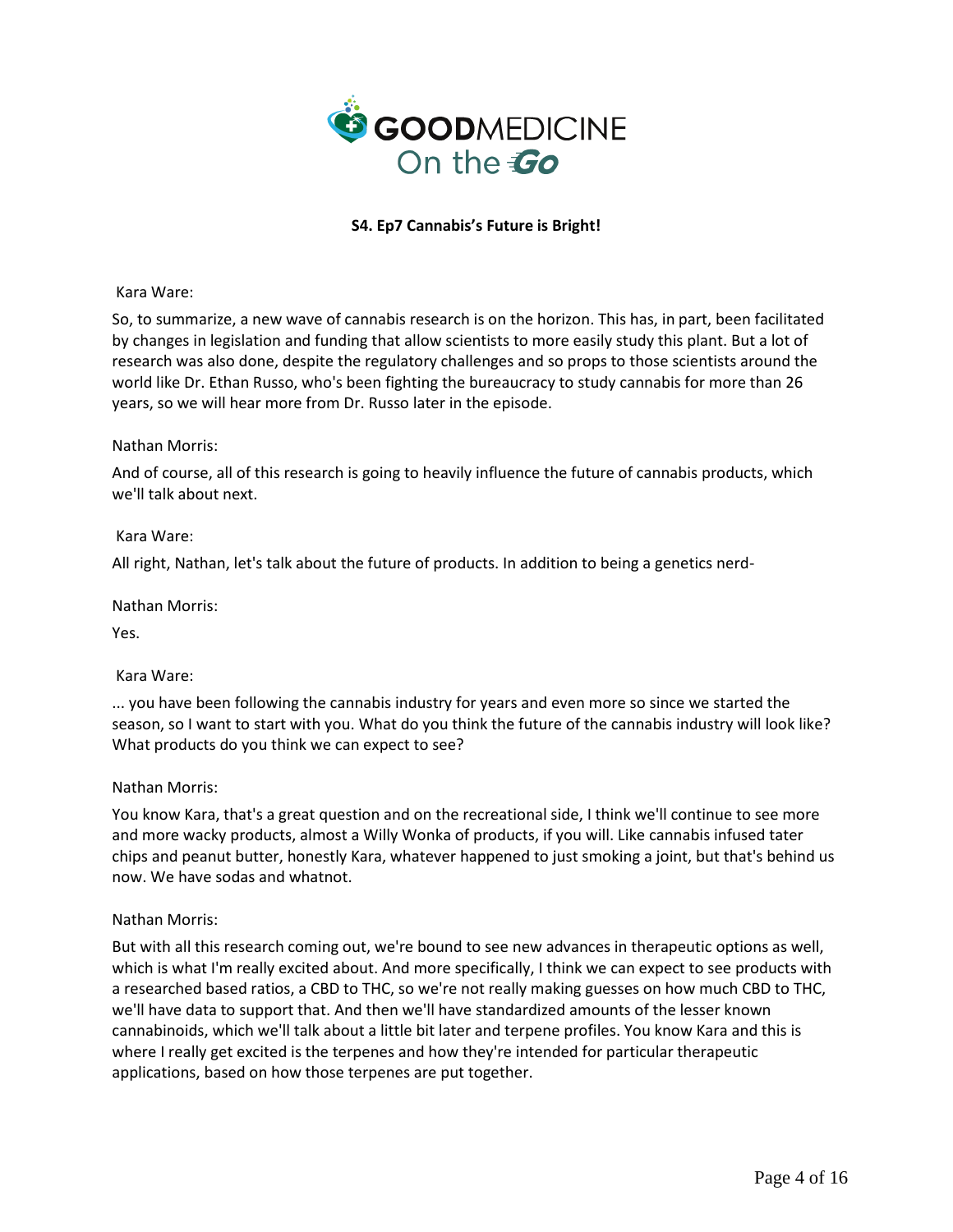**S4. Ep7 Cannabis's Future is Bright!**

Kara Ware:

So, to summarize, a new wave of cannabis research is on the horizon. This has, in part, been facilitated by changes in legislation and funding that allow scientists to more easily study this plant. But a lot of research was also done, despite the regulatory challenges and so props to those scientists around the world like Dr. Ethan Russo, who's been fighting the bureaucracy to study cannabis for more than 26 years, so we will hear more from Dr. Russo later in the episode.

Nathan Morris:

And of course, all of this research is going to heavily influence the future of cannabis products, which we'll talk about next.

Kara Ware:

All right, Nathan, let's talk about the future of products. In addition to being a genetics nerd-

Nathan Morris:

Yes.

Kara Ware:

... you have been following the cannabis industry for years and even more so since we started the season, so I want to start with you. What do you think the future of the cannabis industry will look like? What products do you think we can expect to see?

Nathan Morris:

You know Kara, that's a great question and on the recreational side, I think we'll continue to see more and more wacky products, almost a Willy Wonka of products, if you will. Like cannabis infused tater chips and peanut butter, honestly Kara, whatever happened to just smoking a joint, but that's behind us now. We have sodas and whatnot.

Nathan Morris:

But with all this research coming out, we're bound to see new advances in therapeutic options as well, which is what I'm really excited about. And more specifically, I think we can expect to see products with a researched based ratios, a CBD to THC, so we're not really making guesses on how much CBD to THC, we'll have data to support that. And then we'll have standardized amounts of the lesser known cannabinoids, which we'll talk about a little bit later and terpene profiles. You know Kara and this is where I really get excited is the terpenes and how they're intended for particular therapeutic applications, based on how those terpenes are put together.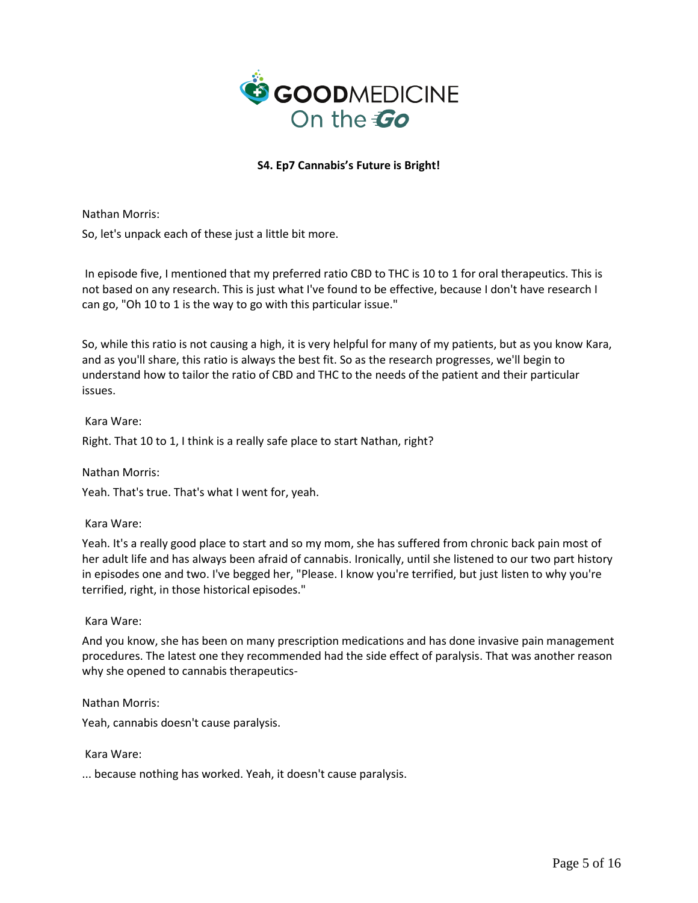**S4. Ep7 Cannabis's Future is Bright!**

Nathan Morris:

So, let's unpack each of these just a little bit more.

In episode five, I mentioned that my preferred ratio CBD to THC is 10 to 1 for oral therapeutics. This is not based on any research. This is just what I've found to be effective, because I don't have research I can go, "Oh 10 to 1 is the way to go with this particular issue."

So, while this ratio is not causing a high, it is very helpful for many of my patients, but as you know Kara, and as you'll share, this ratio is always the best fit. So as the research progresses, we'll begin to understand how to tailor the ratio of CBD and THC to the needs of the patient and their particular issues.

Kara Ware:

Right. That 10 to 1, I think is a really safe place to start Nathan, right?

Nathan Morris:

Yeah. That's true. That's what I went for, yeah.

Kara Ware:

Yeah. It's a really good place to start and so my mom, she has suffered from chronic back pain most of her adult life and has always been afraid of cannabis. Ironically, until she listened to our two part history in episodes one and two. I've begged her, "Please. I know you're terrified, but just listen to why you're terrified, right, in those historical episodes."

Kara Ware:

And you know, she has been on many prescription medications and has done invasive pain management procedures. The latest one they recommended had the side effect of paralysis. That was another reason why she opened to cannabis therapeutics-

Nathan Morris:

Yeah, cannabis doesn't cause paralysis.

Kara Ware:

... because nothing has worked. Yeah, it doesn't cause paralysis.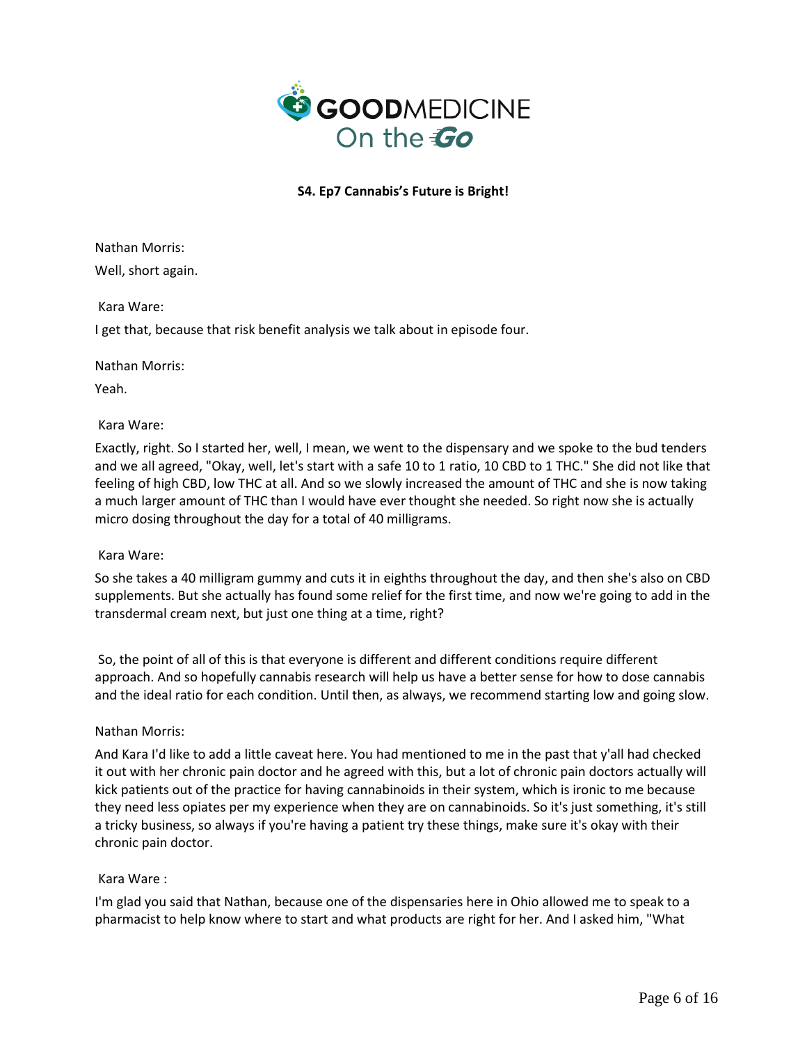**S4. Ep7 Cannabis's Future is Bright!**

Nathan Morris:

Well, short again.

Kara Ware:

I get that, because that risk benefit analysis we talk about in episode four.

Nathan Morris:

Yeah.

Kara Ware:

Exactly, right. So I started her, well, I mean, we went to the dispensary and we spoke to the bud tenders and we all agreed, "Okay, well, let's start with a safe 10 to 1 ratio, 10 CBD to 1 THC." She did not like that feeling of high CBD, low THC at all. And so we slowly increased the amount of THC and she is now taking a much larger amount of THC than I would have ever thought she needed. So right now she is actually micro dosing throughout the day for a total of 40 milligrams.

Kara Ware:

So she takes a 40 milligram gummy and cuts it in eighths throughout the day, and then she's also on CBD supplements. But she actually has found some relief for the first time, and now we're going to add in the transdermal cream next, but just one thing at a time, right?

So, the point of all of this is that everyone is different and different conditions require different approach. And so hopefully cannabis research will help us have a better sense for how to dose cannabis and the ideal ratio for each condition. Until then, as always, we recommend starting low and going slow.

Nathan Morris:

And Kara I'd like to add a little caveat here. You had mentioned to me in the past that y'all had checked it out with her chronic pain doctor and he agreed with this, but a lot of chronic pain doctors actually will kick patients out of the practice for having cannabinoids in their system, which is ironic to me because they need less opiates per my experience when they are on cannabinoids. So it's just something, it's still a tricky business, so always if you're having a patient try these things, make sure it's okay with their chronic pain doctor.

Kara Ware :

I'm glad you said that Nathan, because one of the dispensaries here in Ohio allowed me to speak to a pharmacist to help know where to start and what products are right for her. And I asked him, "What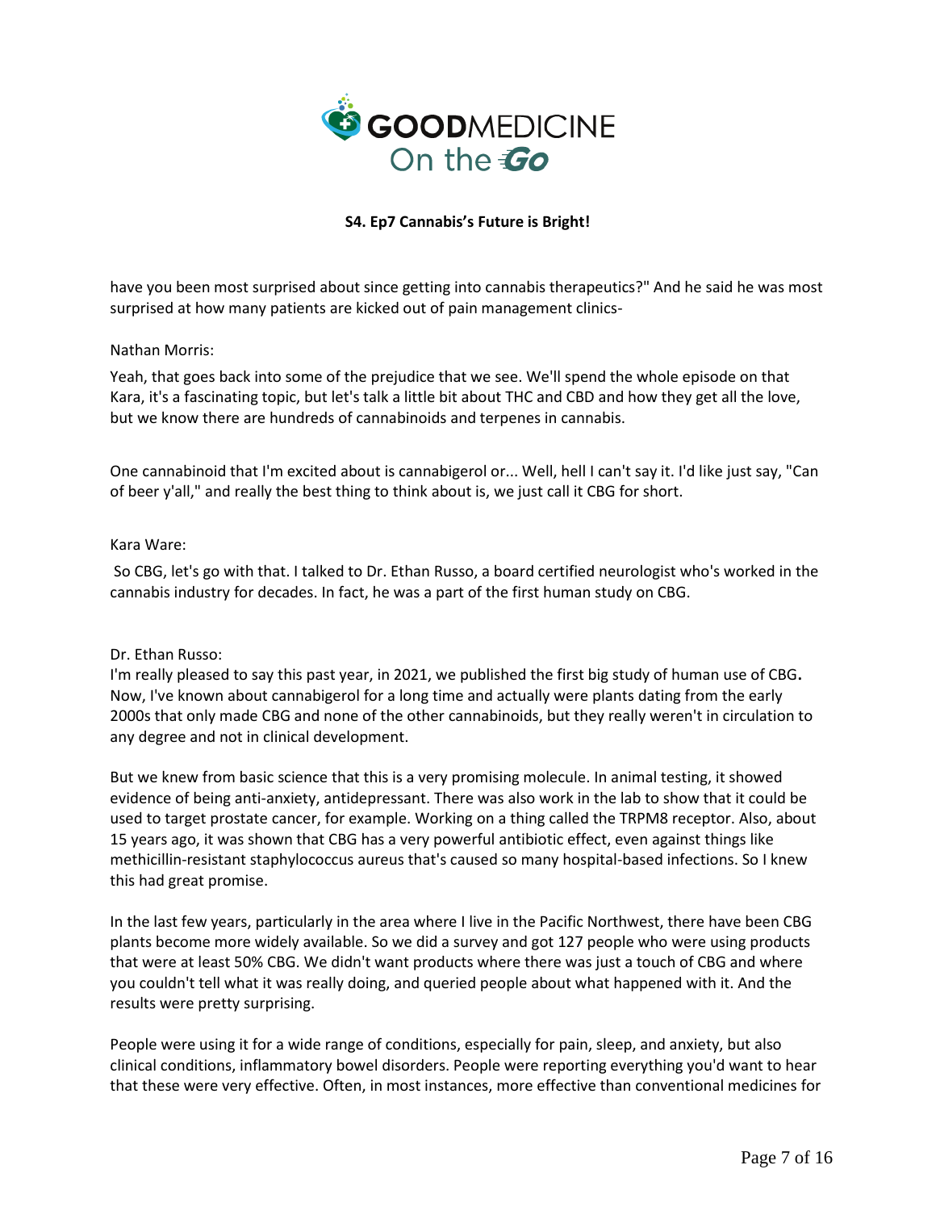have you been most surprised about since getting into cannabis therapeutics?" And he said he was most surprised at how many patients are kicked out of pain management clinics-

Nathan Morris:

Yeah, that goes back into some of the prejudice that we see. We'll spend the whole episode on that Kara, it's a fascinating topic, but let's talk a little bit about THC and CBD and how they get all the love, but we know there are hundreds of cannabinoids and terpenes in cannabis.

One cannabinoid that I'm excited about is cannabigerol or... Well, hell I can't say it. I'd like just say, "Can of beer y'all," and really the best thing to think about is, we just call it CBG for short.

Kara Ware:

So CBG, let's go with that. I talked to Dr. Ethan Russo, a board certified neurologist who's worked in the cannabis industry for decades. In fact, he was a part of the first human study on CBG.

Dr. Ethan Russo:

I'm really pleased to say this past year, in 2021, we published the first big study of human use of CBG**.** Now, I've known about cannabigerol for a long time and actually were plants dating from the early 2000s that only made CBG and none of the other cannabinoids, but they really weren't in circulation to any degree and not in clinical development.

But we knew from basic science that this is a very promising molecule. In animal testing, it showed evidence of being anti-anxiety, antidepressant. There was also work in the lab to show that it could be used to target prostate cancer, for example. Working on a thing called the TRPM8 receptor. Also, about 15 years ago, it was shown that CBG has a very powerful antibiotic effect, even against things like methicillin-resistant staphylococcus aureus that's caused so many hospital-based infections. So I knew this had great promise.

In the last few years, particularly in the area where I live in the Pacific Northwest, there have been CBG plants become more widely available. So we did a survey and got 127 people who were using products that were at least 50% CBG. We didn't want products where there was just a touch of CBG and where you couldn't tell what it was really doing, and queried people about what happened with it. And the results were pretty surprising.

People were using it for a wide range of conditions, especially for pain, sleep, and anxiety, but also clinical conditions, inflammatory bowel disorders. People were reporting everything you'd want to hear that these were very effective. Often, in most instances, more effective than conventional medicines for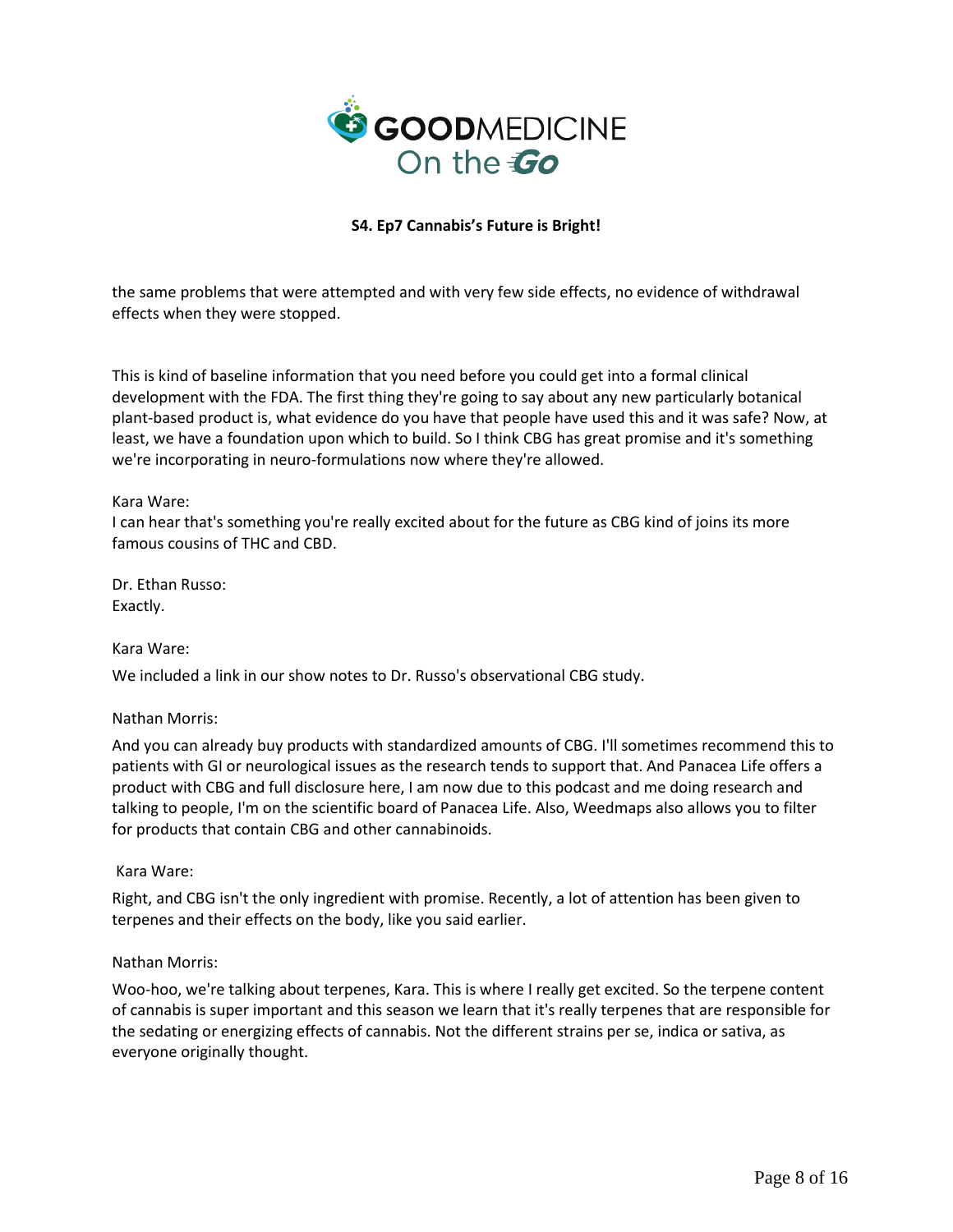the same problems that were attempted and with very few side effects, no evidence of withdrawal effects when they were stopped.

This is kind of baseline information that you need before you could get into a formal clinical development with the FDA. The first thing they're going to say about any new particularly botanical plant-based product is, what evidence do you have that people have used this and it was safe? Now, at least, we have a foundation upon which to build. So I think CBG has great promise and it's something we're incorporating in neuro-formulations now where they're allowed.

Kara Ware:
I can hear that's something you're really excited about for the future as CBG kind of joins its more famous cousins of THC and CBD.

Dr. Ethan Russo:
Exactly.

Kara Ware:

We included a link in our show notes to Dr. Russo's observational CBG study.

Nathan Morris:

And you can already buy products with standardized amounts of CBG. I'll sometimes recommend this to patients with GI or neurological issues as the research tends to support that. And Panacea Life offers a product with CBG and full disclosure here, I am now due to this podcast and me doing research and talking to people, I'm on the scientific board of Panacea Life. Also, Weedmaps also allows you to filter for products that contain CBG and other cannabinoids.

Kara Ware:

Right, and CBG isn't the only ingredient with promise. Recently, a lot of attention has been given to terpenes and their effects on the body, like you said earlier.

Nathan Morris:

Woo-hoo, we're talking about terpenes, Kara. This is where I really get excited. So the terpene content of cannabis is super important and this season we learn that it's really terpenes that are responsible for the sedating or energizing effects of cannabis. Not the different strains per se, indica or sativa, as everyone originally thought.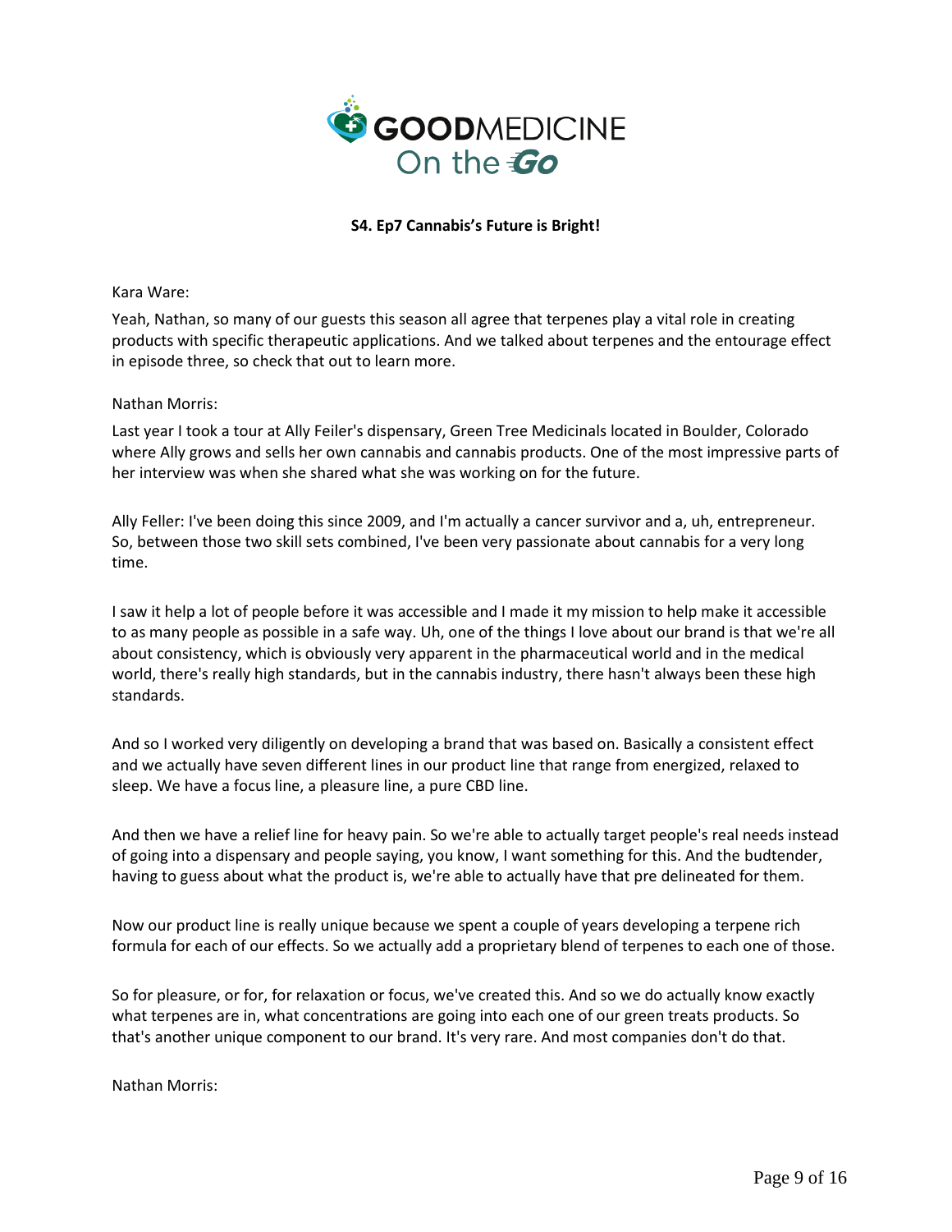**S4. Ep7 Cannabis's Future is Bright!**

Kara Ware:

Yeah, Nathan, so many of our guests this season all agree that terpenes play a vital role in creating products with specific therapeutic applications. And we talked about terpenes and the entourage effect in episode three, so check that out to learn more.

Nathan Morris:

Last year I took a tour at Ally Feiler's dispensary, Green Tree Medicinals located in Boulder, Colorado where Ally grows and sells her own cannabis and cannabis products. One of the most impressive parts of her interview was when she shared what she was working on for the future.

Ally Feller: I've been doing this since 2009, and I'm actually a cancer survivor and a, uh, entrepreneur. So, between those two skill sets combined, I've been very passionate about cannabis for a very long time.

I saw it help a lot of people before it was accessible and I made it my mission to help make it accessible to as many people as possible in a safe way. Uh, one of the things I love about our brand is that we're all about consistency, which is obviously very apparent in the pharmaceutical world and in the medical world, there's really high standards, but in the cannabis industry, there hasn't always been these high standards.

And so I worked very diligently on developing a brand that was based on. Basically a consistent effect and we actually have seven different lines in our product line that range from energized, relaxed to sleep. We have a focus line, a pleasure line, a pure CBD line.

And then we have a relief line for heavy pain. So we're able to actually target people's real needs instead of going into a dispensary and people saying, you know, I want something for this. And the budtender, having to guess about what the product is, we're able to actually have that pre delineated for them.

Now our product line is really unique because we spent a couple of years developing a terpene rich formula for each of our effects. So we actually add a proprietary blend of terpenes to each one of those.

So for pleasure, or for, for relaxation or focus, we've created this. And so we do actually know exactly what terpenes are in, what concentrations are going into each one of our green treats products. So that's another unique component to our brand. It's very rare. And most companies don't do that.

Nathan Morris: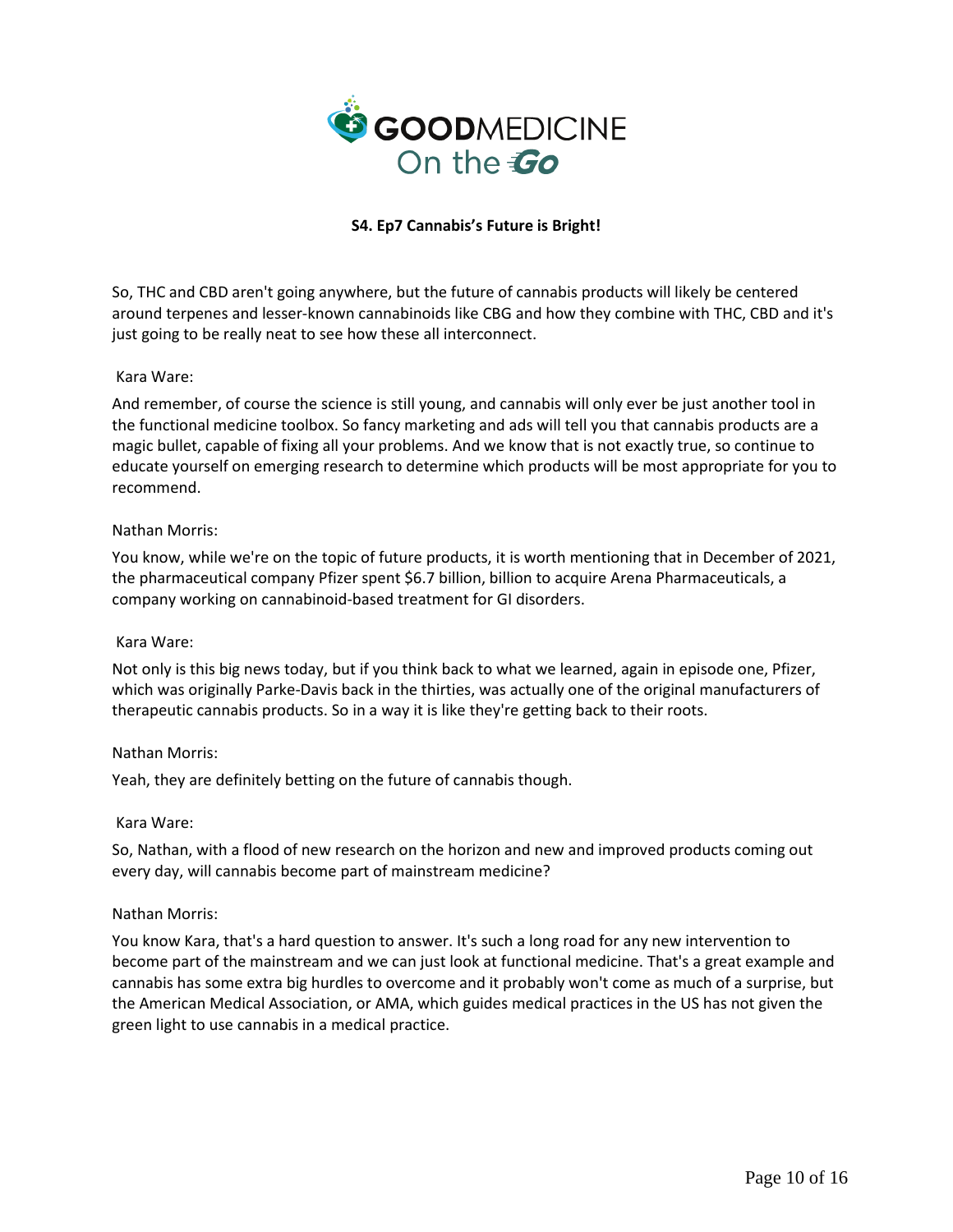**S4. Ep7 Cannabis's Future is Bright!**

So, THC and CBD aren't going anywhere, but the future of cannabis products will likely be centered around terpenes and lesser-known cannabinoids like CBG and how they combine with THC, CBD and it's just going to be really neat to see how these all interconnect.

Kara Ware:

And remember, of course the science is still young, and cannabis will only ever be just another tool in the functional medicine toolbox. So fancy marketing and ads will tell you that cannabis products are a magic bullet, capable of fixing all your problems. And we know that is not exactly true, so continue to educate yourself on emerging research to determine which products will be most appropriate for you to recommend.

Nathan Morris:

You know, while we're on the topic of future products, it is worth mentioning that in December of 2021, the pharmaceutical company Pfizer spent $6.7 billion, billion to acquire Arena Pharmaceuticals, a company working on cannabinoid-based treatment for GI disorders.

Kara Ware:

Not only is this big news today, but if you think back to what we learned, again in episode one, Pfizer, which was originally Parke-Davis back in the thirties, was actually one of the original manufacturers of therapeutic cannabis products. So in a way it is like they're getting back to their roots.

Nathan Morris:

Yeah, they are definitely betting on the future of cannabis though.

Kara Ware:

So, Nathan, with a flood of new research on the horizon and new and improved products coming out every day, will cannabis become part of mainstream medicine?

Nathan Morris:

You know Kara, that's a hard question to answer. It's such a long road for any new intervention to become part of the mainstream and we can just look at functional medicine. That's a great example and cannabis has some extra big hurdles to overcome and it probably won't come as much of a surprise, but the American Medical Association, or AMA, which guides medical practices in the US has not given the green light to use cannabis in a medical practice.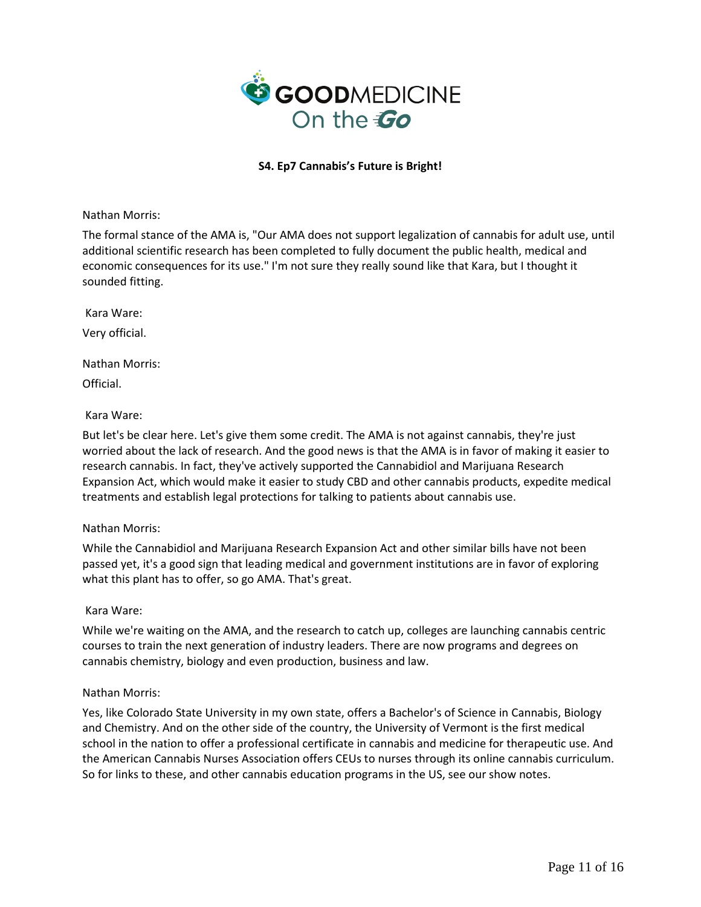**S4. Ep7 Cannabis's Future is Bright!**

Nathan Morris:

The formal stance of the AMA is, "Our AMA does not support legalization of cannabis for adult use, until additional scientific research has been completed to fully document the public health, medical and economic consequences for its use." I'm not sure they really sound like that Kara, but I thought it sounded fitting.

Kara Ware:

Very official.

Nathan Morris:

Official.

Kara Ware:

But let's be clear here. Let's give them some credit. The AMA is not against cannabis, they're just worried about the lack of research. And the good news is that the AMA is in favor of making it easier to research cannabis. In fact, they've actively supported the Cannabidiol and Marijuana Research Expansion Act, which would make it easier to study CBD and other cannabis products, expedite medical treatments and establish legal protections for talking to patients about cannabis use.

Nathan Morris:

While the Cannabidiol and Marijuana Research Expansion Act and other similar bills have not been passed yet, it's a good sign that leading medical and government institutions are in favor of exploring what this plant has to offer, so go AMA. That's great.

Kara Ware:

While we're waiting on the AMA, and the research to catch up, colleges are launching cannabis centric courses to train the next generation of industry leaders. There are now programs and degrees on cannabis chemistry, biology and even production, business and law.

Nathan Morris:

Yes, like Colorado State University in my own state, offers a Bachelor's of Science in Cannabis, Biology and Chemistry. And on the other side of the country, the University of Vermont is the first medical school in the nation to offer a professional certificate in cannabis and medicine for therapeutic use. And the American Cannabis Nurses Association offers CEUs to nurses through its online cannabis curriculum. So for links to these, and other cannabis education programs in the US, see our show notes.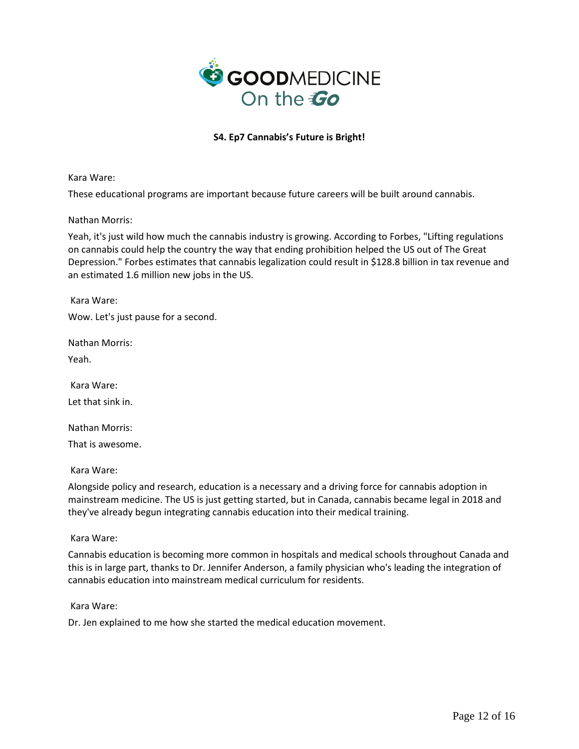**S4. Ep7 Cannabis's Future is Bright!**

Kara Ware:

These educational programs are important because future careers will be built around cannabis.

Nathan Morris:

Yeah, it's just wild how much the cannabis industry is growing. According to Forbes, "Lifting regulations on cannabis could help the country the way that ending prohibition helped the US out of The Great Depression." Forbes estimates that cannabis legalization could result in $128.8 billion in tax revenue and an estimated 1.6 million new jobs in the US.

Kara Ware:

Wow. Let's just pause for a second.

Nathan Morris:

Yeah.

Kara Ware:

Let that sink in.

Nathan Morris:

That is awesome.

Kara Ware:

Alongside policy and research, education is a necessary and a driving force for cannabis adoption in mainstream medicine. The US is just getting started, but in Canada, cannabis became legal in 2018 and they've already begun integrating cannabis education into their medical training.

Kara Ware:

Cannabis education is becoming more common in hospitals and medical schools throughout Canada and this is in large part, thanks to Dr. Jennifer Anderson, a family physician who's leading the integration of cannabis education into mainstream medical curriculum for residents.

Kara Ware:

Dr. Jen explained to me how she started the medical education movement.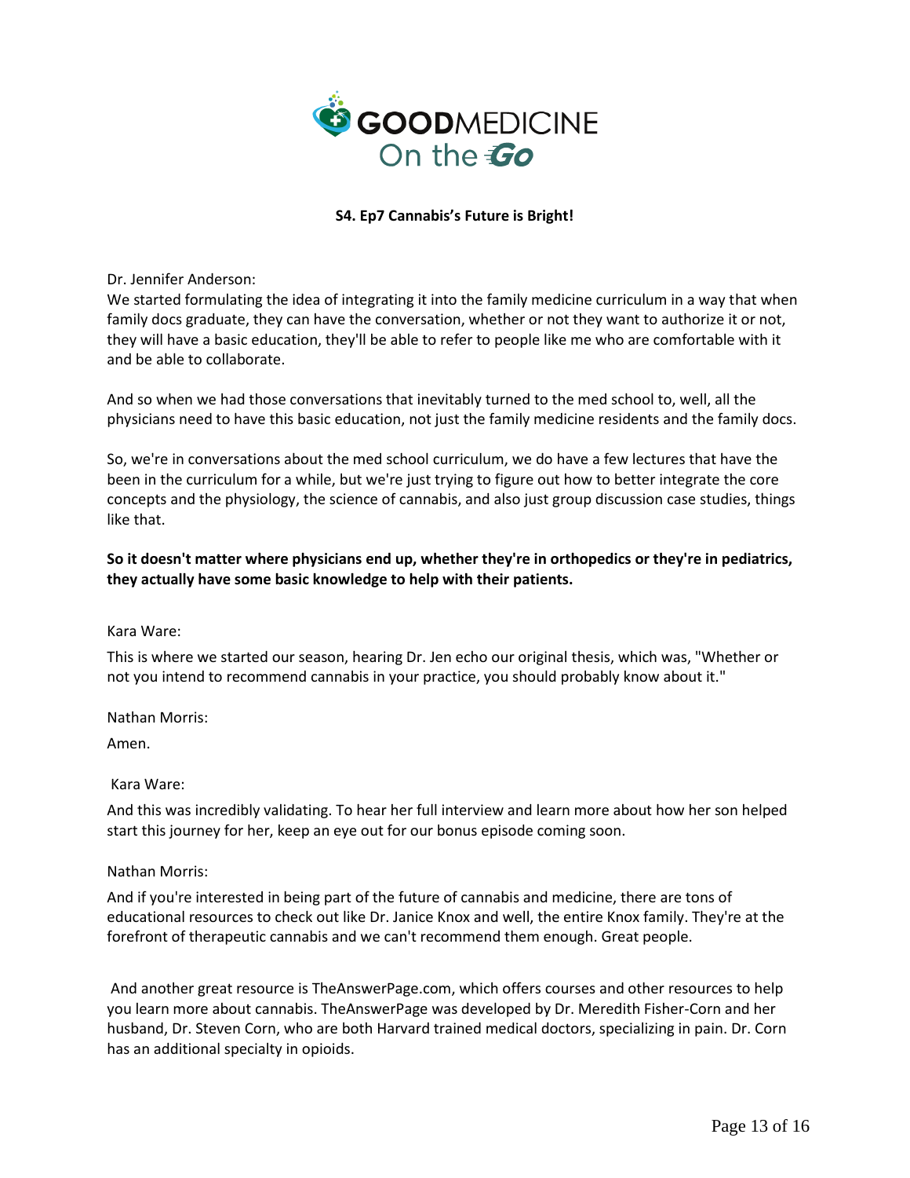**S4. Ep7 Cannabis's Future is Bright!**

Dr. Jennifer Anderson:

We started formulating the idea of integrating it into the family medicine curriculum in a way that when family docs graduate, they can have the conversation, whether or not they want to authorize it or not, they will have a basic education, they'll be able to refer to people like me who are comfortable with it and be able to collaborate.

And so when we had those conversations that inevitably turned to the med school to, well, all the physicians need to have this basic education, not just the family medicine residents and the family docs.

So, we're in conversations about the med school curriculum, we do have a few lectures that have the been in the curriculum for a while, but we're just trying to figure out how to better integrate the core concepts and the physiology, the science of cannabis, and also just group discussion case studies, things like that.

**So it doesn't matter where physicians end up, whether they're in orthopedics or they're in pediatrics, they actually have some basic knowledge to help with their patients.**

Kara Ware:

This is where we started our season, hearing Dr. Jen echo our original thesis, which was, "Whether or not you intend to recommend cannabis in your practice, you should probably know about it."

Nathan Morris:

Amen.

Kara Ware:

And this was incredibly validating. To hear her full interview and learn more about how her son helped start this journey for her, keep an eye out for our bonus episode coming soon.

Nathan Morris:

And if you're interested in being part of the future of cannabis and medicine, there are tons of educational resources to check out like Dr. Janice Knox and well, the entire Knox family. They're at the forefront of therapeutic cannabis and we can't recommend them enough. Great people.

And another great resource is TheAnswerPage.com, which offers courses and other resources to help you learn more about cannabis. TheAnswerPage was developed by Dr. Meredith Fisher-Corn and her husband, Dr. Steven Corn, who are both Harvard trained medical doctors, specializing in pain. Dr. Corn has an additional specialty in opioids.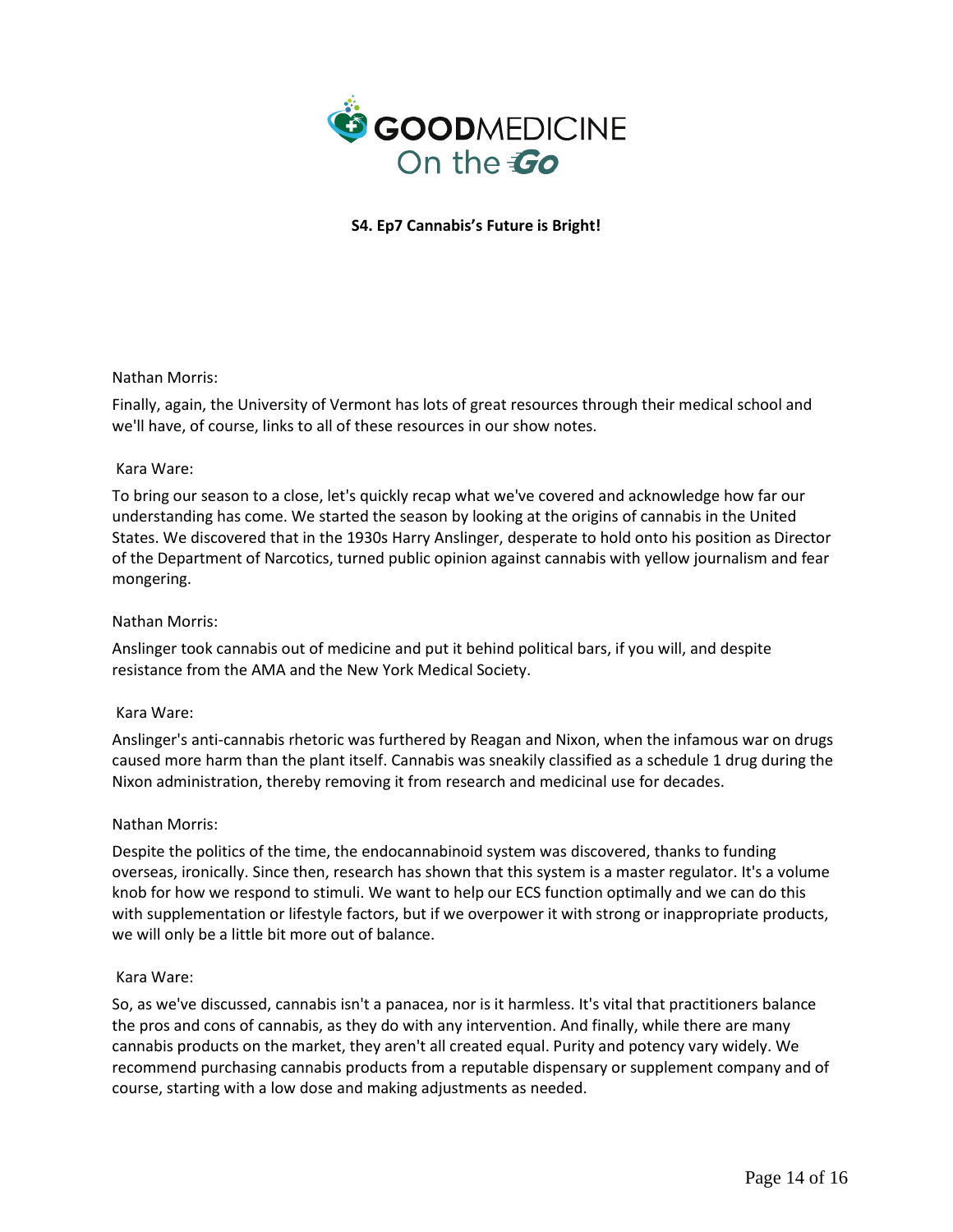**S4. Ep7 Cannabis's Future is Bright!**

Nathan Morris:

Finally, again, the University of Vermont has lots of great resources through their medical school and we'll have, of course, links to all of these resources in our show notes.

Kara Ware:

To bring our season to a close, let's quickly recap what we've covered and acknowledge how far our understanding has come. We started the season by looking at the origins of cannabis in the United States. We discovered that in the 1930s Harry Anslinger, desperate to hold onto his position as Director of the Department of Narcotics, turned public opinion against cannabis with yellow journalism and fear mongering.

Nathan Morris:

Anslinger took cannabis out of medicine and put it behind political bars, if you will, and despite resistance from the AMA and the New York Medical Society.

Kara Ware:

Anslinger's anti-cannabis rhetoric was furthered by Reagan and Nixon, when the infamous war on drugs caused more harm than the plant itself. Cannabis was sneakily classified as a schedule 1 drug during the Nixon administration, thereby removing it from research and medicinal use for decades.

Nathan Morris:

Despite the politics of the time, the endocannabinoid system was discovered, thanks to funding overseas, ironically. Since then, research has shown that this system is a master regulator. It's a volume knob for how we respond to stimuli. We want to help our ECS function optimally and we can do this with supplementation or lifestyle factors, but if we overpower it with strong or inappropriate products, we will only be a little bit more out of balance.

Kara Ware:

So, as we've discussed, cannabis isn't a panacea, nor is it harmless. It's vital that practitioners balance the pros and cons of cannabis, as they do with any intervention. And finally, while there are many cannabis products on the market, they aren't all created equal. Purity and potency vary widely. We recommend purchasing cannabis products from a reputable dispensary or supplement company and of course, starting with a low dose and making adjustments as needed.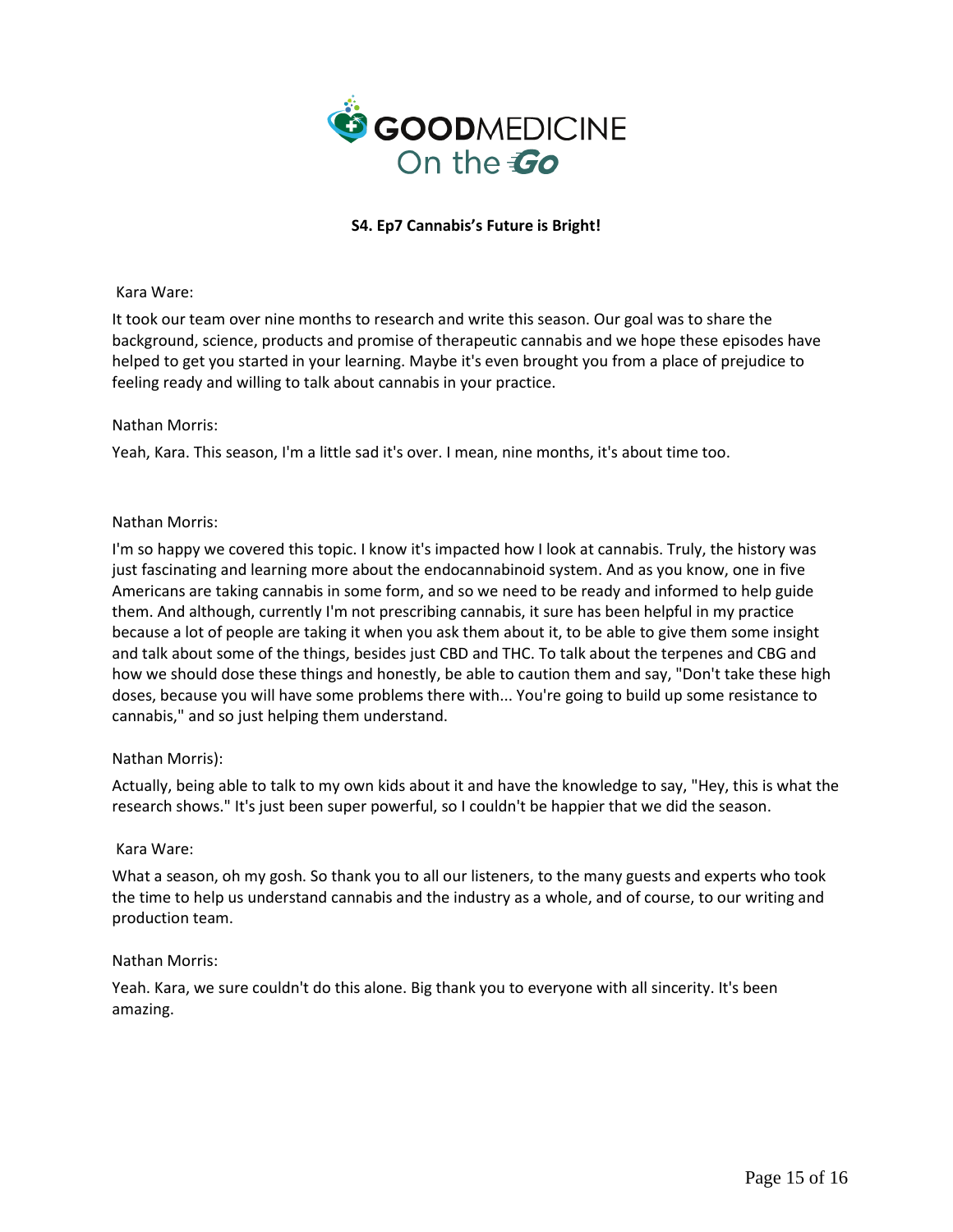**S4. Ep7 Cannabis's Future is Bright!**

Kara Ware:

It took our team over nine months to research and write this season. Our goal was to share the background, science, products and promise of therapeutic cannabis and we hope these episodes have helped to get you started in your learning. Maybe it's even brought you from a place of prejudice to feeling ready and willing to talk about cannabis in your practice.

Nathan Morris:

Yeah, Kara. This season, I'm a little sad it's over. I mean, nine months, it's about time too.

Nathan Morris:

I'm so happy we covered this topic. I know it's impacted how I look at cannabis. Truly, the history was just fascinating and learning more about the endocannabinoid system. And as you know, one in five Americans are taking cannabis in some form, and so we need to be ready and informed to help guide them. And although, currently I'm not prescribing cannabis, it sure has been helpful in my practice because a lot of people are taking it when you ask them about it, to be able to give them some insight and talk about some of the things, besides just CBD and THC. To talk about the terpenes and CBG and how we should dose these things and honestly, be able to caution them and say, "Don't take these high doses, because you will have some problems there with... You're going to build up some resistance to cannabis," and so just helping them understand.

Nathan Morris):

Actually, being able to talk to my own kids about it and have the knowledge to say, "Hey, this is what the research shows." It's just been super powerful, so I couldn't be happier that we did the season.

Kara Ware:

What a season, oh my gosh. So thank you to all our listeners, to the many guests and experts who took the time to help us understand cannabis and the industry as a whole, and of course, to our writing and production team.

Nathan Morris:

Yeah. Kara, we sure couldn't do this alone. Big thank you to everyone with all sincerity. It's been amazing.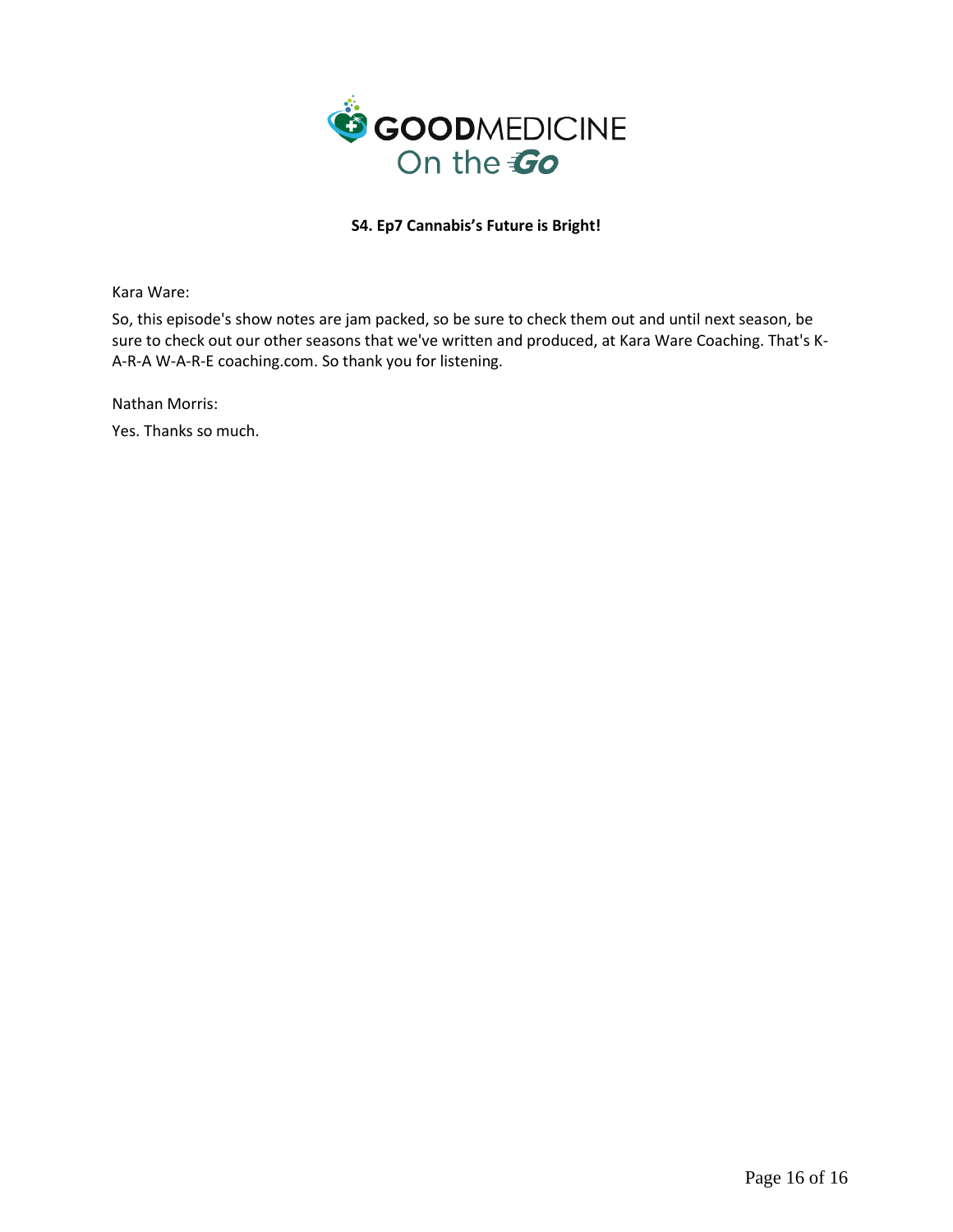**S4. Ep7 Cannabis's Future is Bright!**

Kara Ware:

So, this episode's show notes are jam packed, so be sure to check them out and until next season, be sure to check out our other seasons that we've written and produced, at Kara Ware Coaching. That's K-A-R-A W-A-R-E coaching.com. So thank you for listening.

Nathan Morris:

Yes. Thanks so much.